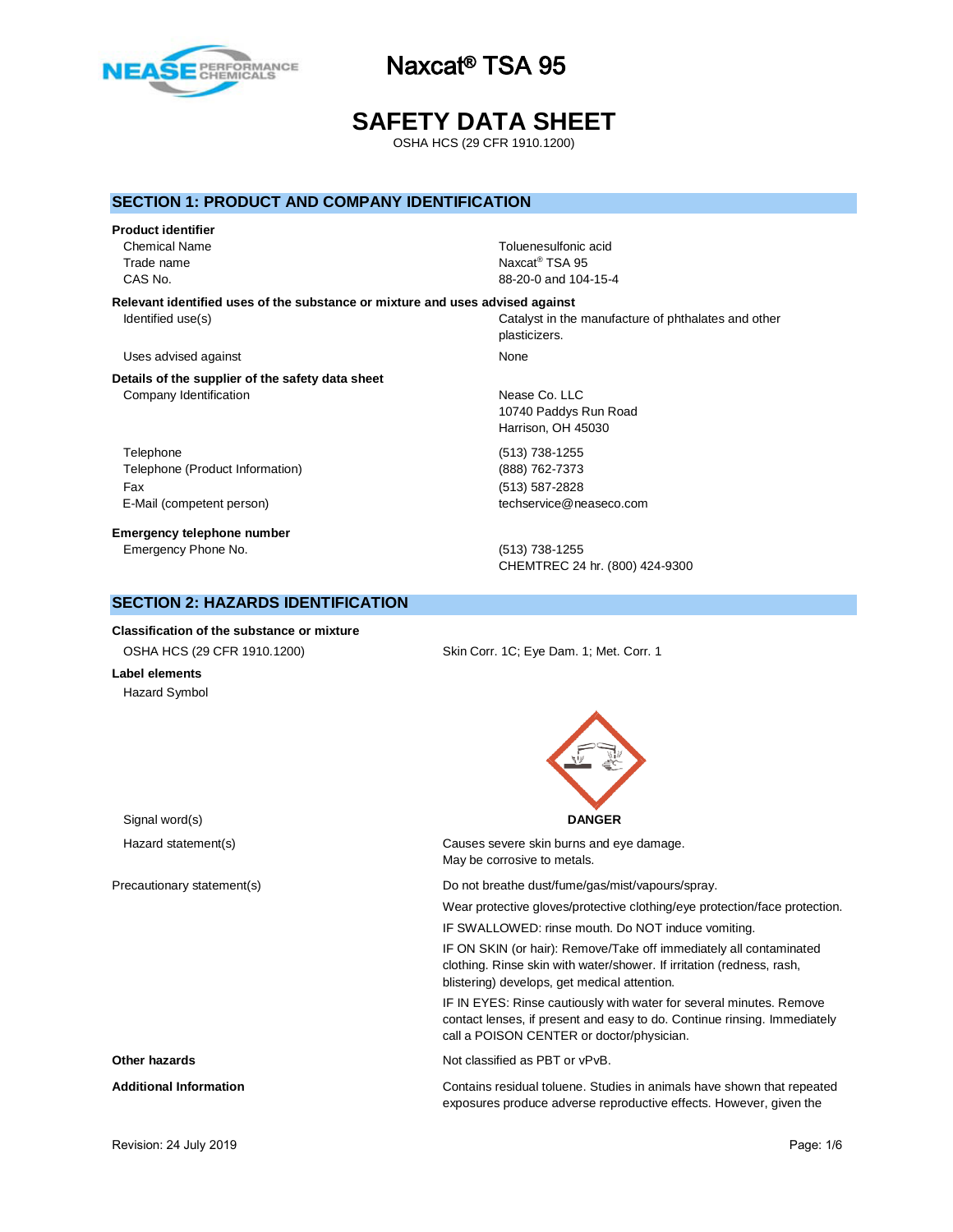# Naxcat® TSA 95

# SAFETY DATA SHEET

OSHA HCS (29 CFR 1910.1200)

## SECTION 1: PRODUCT AND COMPANY IDENTIFICATION

**Product identifier**

| | |
|---|---|
| Chemical Name | Toluenesulfonic acid |
| Trade name | Naxcat® TSA 95 |
| CAS No. | 88-20-0 and 104-15-4 |

**Relevant identified uses of the substance or mixture and uses advised against**

| | |
|---|---|
| Identified use(s) | Catalyst in the manufacture of phthalates and other plasticizers. |
| Uses advised against | None |

**Details of the supplier of the safety data sheet**

| | |
|---|---|
| Company Identification | Nease Co. LLC<br>10740 Paddys Run Road<br>Harrison, OH 45030 |
| Telephone | (513) 738-1255 |
| Telephone (Product Information) | (888) 762-7373 |
| Fax | (513) 587-2828 |
| E-Mail (competent person) | techservice@neaseco.com |

**Emergency telephone number**

| | |
|---|---|
| Emergency Phone No. | (513) 738-1255<br>CHEMTREC 24 hr. (800) 424-9300 |

## SECTION 2: HAZARDS IDENTIFICATION

**Classification of the substance or mixture**

| | |
|---|---|
| OSHA HCS (29 CFR 1910.1200) | Skin Corr. 1C; Eye Dam. 1; Met. Corr. 1 |

**Label elements**

Hazard Symbol

Signal word(s): **DANGER**

Hazard statement(s):

Causes severe skin burns and eye damage.
May be corrosive to metals.

Precautionary statement(s):

Do not breathe dust/fume/gas/mist/vapours/spray.

Wear protective gloves/protective clothing/eye protection/face protection.

IF SWALLOWED: rinse mouth. Do NOT induce vomiting.

IF ON SKIN (or hair): Remove/Take off immediately all contaminated clothing. Rinse skin with water/shower. If irritation (redness, rash, blistering) develops, get medical attention.

IF IN EYES: Rinse cautiously with water for several minutes. Remove contact lenses, if present and easy to do. Continue rinsing. Immediately call a POISON CENTER or doctor/physician.

**Other hazards**: Not classified as PBT or vPvB.

**Additional Information**: Contains residual toluene. Studies in animals have shown that repeated exposures produce adverse reproductive effects. However, given the

Revision: 24 July 2019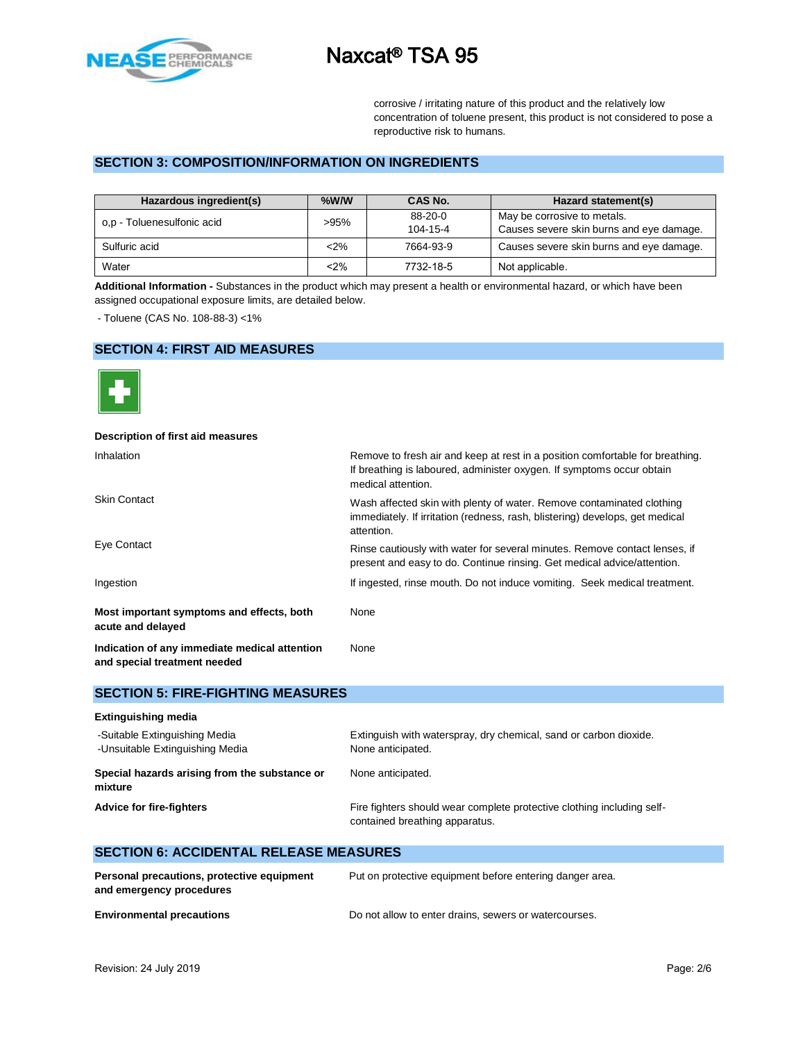corrosive / irritating nature of this product and the relatively low concentration of toluene present, this product is not considered to pose a reproductive risk to humans.

## SECTION 3: COMPOSITION/INFORMATION ON INGREDIENTS

| Hazardous ingredient(s) | %W/W | CAS No. | Hazard statement(s) |
|---|---|---|---|
| o,p - Toluenesulfonic acid | >95% | 88-20-0<br>104-15-4 | May be corrosive to metals.<br>Causes severe skin burns and eye damage. |
| Sulfuric acid | <2% | 7664-93-9 | Causes severe skin burns and eye damage. |
| Water | <2% | 7732-18-5 | Not applicable. |

**Additional Information -** Substances in the product which may present a health or environmental hazard, or which have been assigned occupational exposure limits, are detailed below.

- Toluene (CAS No. 108-88-3) <1%

## SECTION 4: FIRST AID MEASURES

**Description of first aid measures**

| | |
|---|---|
| Inhalation | Remove to fresh air and keep at rest in a position comfortable for breathing. If breathing is laboured, administer oxygen. If symptoms occur obtain medical attention. |
| Skin Contact | Wash affected skin with plenty of water. Remove contaminated clothing immediately. If irritation (redness, rash, blistering) develops, get medical attention. |
| Eye Contact | Rinse cautiously with water for several minutes. Remove contact lenses, if present and easy to do. Continue rinsing. Get medical advice/attention. |
| Ingestion | If ingested, rinse mouth. Do not induce vomiting. Seek medical treatment. |
| **Most important symptoms and effects, both acute and delayed** | None |
| **Indication of any immediate medical attention and special treatment needed** | None |

## SECTION 5: FIRE-FIGHTING MEASURES

**Extinguishing media**

| | |
|---|---|
| -Suitable Extinguishing Media | Extinguish with waterspray, dry chemical, sand or carbon dioxide. |
| -Unsuitable Extinguishing Media | None anticipated. |
| **Special hazards arising from the substance or mixture** | None anticipated. |
| **Advice for fire-fighters** | Fire fighters should wear complete protective clothing including self-contained breathing apparatus. |

## SECTION 6: ACCIDENTAL RELEASE MEASURES

| | |
|---|---|
| **Personal precautions, protective equipment and emergency procedures** | Put on protective equipment before entering danger area. |
| **Environmental precautions** | Do not allow to enter drains, sewers or watercourses. |

Revision: 24 July 2019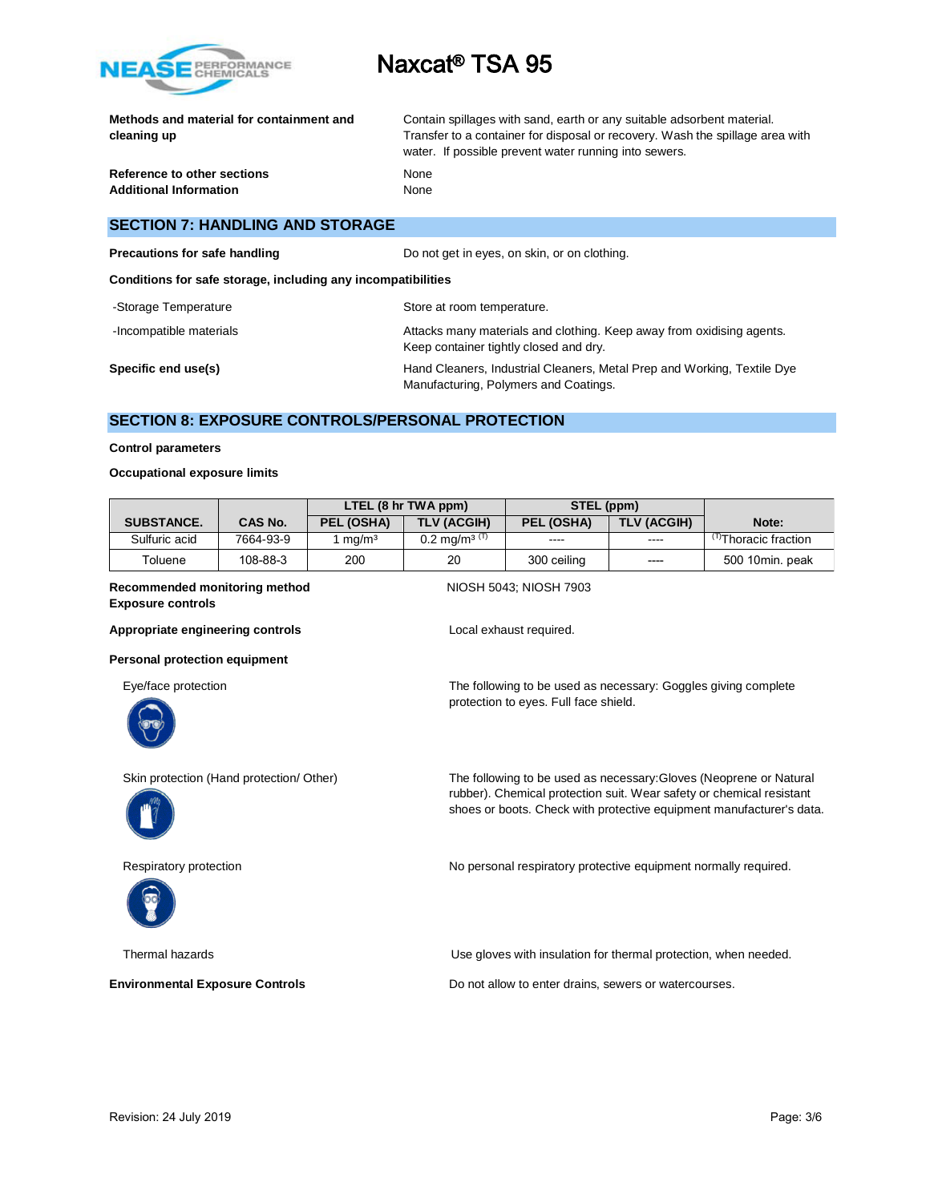Methods and material for containment and cleaning up — Contain spillages with sand, earth or any suitable adsorbent material. Transfer to a container for disposal or recovery. Wash the spillage area with water. If possible prevent water running into sewers.

**Reference to other sections** — None

**Additional Information** — None

## SECTION 7: HANDLING AND STORAGE

**Precautions for safe handling** — Do not get in eyes, on skin, or on clothing.

**Conditions for safe storage, including any incompatibilities**

-Storage Temperature — Store at room temperature.

-Incompatible materials — Attacks many materials and clothing. Keep away from oxidising agents. Keep container tightly closed and dry.

**Specific end use(s)** — Hand Cleaners, Industrial Cleaners, Metal Prep and Working, Textile Dye Manufacturing, Polymers and Coatings.

## SECTION 8: EXPOSURE CONTROLS/PERSONAL PROTECTION

**Control parameters**

**Occupational exposure limits**

| | | LTEL (8 hr TWA ppm) | | STEL (ppm) | | |
|---|---|---|---|---|---|---|
| **SUBSTANCE.** | **CAS No.** | **PEL (OSHA)** | **TLV (ACGIH)** | **PEL (OSHA)** | **TLV (ACGIH)** | **Note:** |
| Sulfuric acid | 7664-93-9 | 1 mg/m³ | 0.2 mg/m³ (T) | ---- | ---- | (T)Thoracic fraction |
| Toluene | 108-88-3 | 200 | 20 | 300 ceiling | ---- | 500 10min. peak |

**Recommended monitoring method** — NIOSH 5043; NIOSH 7903

**Exposure controls**

**Appropriate engineering controls** — Local exhaust required.

**Personal protection equipment**

Eye/face protection — The following to be used as necessary: Goggles giving complete protection to eyes. Full face shield.

Skin protection (Hand protection/ Other) — The following to be used as necessary:Gloves (Neoprene or Natural rubber). Chemical protection suit. Wear safety or chemical resistant shoes or boots. Check with protective equipment manufacturer's data.

Respiratory protection — No personal respiratory protective equipment normally required.

Thermal hazards — Use gloves with insulation for thermal protection, when needed.

**Environmental Exposure Controls** — Do not allow to enter drains, sewers or watercourses.

Revision: 24 July 2019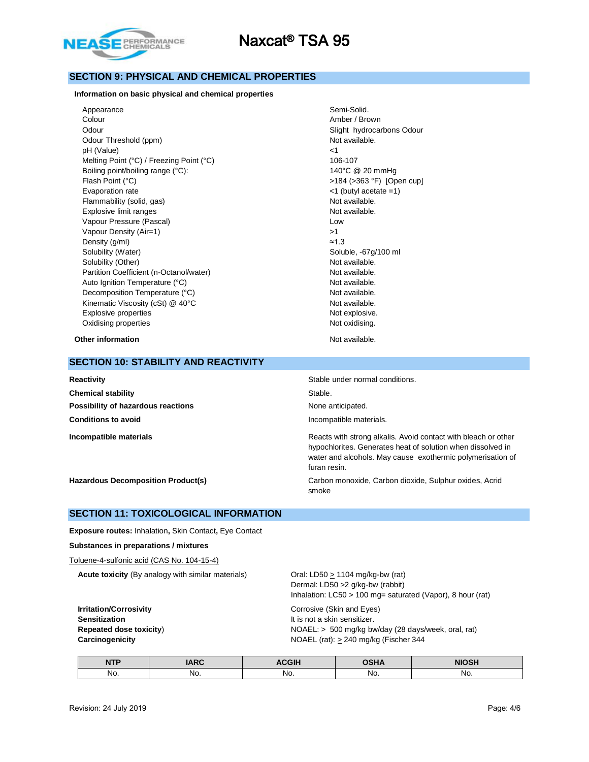## SECTION 9: PHYSICAL AND CHEMICAL PROPERTIES

**Information on basic physical and chemical properties**

| | |
|---|---|
| Appearance | Semi-Solid. |
| Colour | Amber / Brown |
| Odour | Slight hydrocarbons Odour |
| Odour Threshold (ppm) | Not available. |
| pH (Value) | <1 |
| Melting Point (°C) / Freezing Point (°C) | 106-107 |
| Boiling point/boiling range (°C): | 140°C @ 20 mmHg |
| Flash Point (°C) | >184 (>363 °F) [Open cup] |
| Evaporation rate | <1 (butyl acetate =1) |
| Flammability (solid, gas) | Not available. |
| Explosive limit ranges | Not available. |
| Vapour Pressure (Pascal) | Low |
| Vapour Density (Air=1) | >1 |
| Density (g/ml) | ≈1.3 |
| Solubility (Water) | Soluble, -67g/100 ml |
| Solubility (Other) | Not available. |
| Partition Coefficient (n-Octanol/water) | Not available. |
| Auto Ignition Temperature (°C) | Not available. |
| Decomposition Temperature (°C) | Not available. |
| Kinematic Viscosity (cSt) @ 40°C | Not available. |
| Explosive properties | Not explosive. |
| Oxidising properties | Not oxidising. |

**Other information** Not available.

## SECTION 10: STABILITY AND REACTIVITY

| | |
|---|---|
| **Reactivity** | Stable under normal conditions. |
| **Chemical stability** | Stable. |
| **Possibility of hazardous reactions** | None anticipated. |
| **Conditions to avoid** | Incompatible materials. |
| **Incompatible materials** | Reacts with strong alkalis. Avoid contact with bleach or other hypochlorites. Generates heat of solution when dissolved in water and alcohols. May cause exothermic polymerisation of furan resin. |
| **Hazardous Decomposition Product(s)** | Carbon monoxide, Carbon dioxide, Sulphur oxides, Acrid smoke |

## SECTION 11: TOXICOLOGICAL INFORMATION

**Exposure routes:** Inhalation**,** Skin Contact**,** Eye Contact

**Substances in preparations / mixtures**

Toluene-4-sulfonic acid (CAS No. 104-15-4)

**Acute toxicity** (By analogy with similar materials)

Oral: LD50 ≥ 1104 mg/kg-bw (rat)
Dermal: LD50 >2 g/kg-bw (rabbit)
Inhalation: LC50 > 100 mg= saturated (Vapor), 8 hour (rat)

| | |
|---|---|
| **Irritation/Corrosivity** | Corrosive (Skin and Eyes) |
| **Sensitization** | It is not a skin sensitizer. |
| **Repeated dose toxicity**) | NOAEL: > 500 mg/kg bw/day (28 days/week, oral, rat) |
| **Carcinogenicity** | NOAEL (rat): ≥ 240 mg/kg (Fischer 344 |

| NTP | IARC | ACGIH | OSHA | NIOSH |
|---|---|---|---|---|
| No. | No. | No. | No. | No. |

Revision: 24 July 2019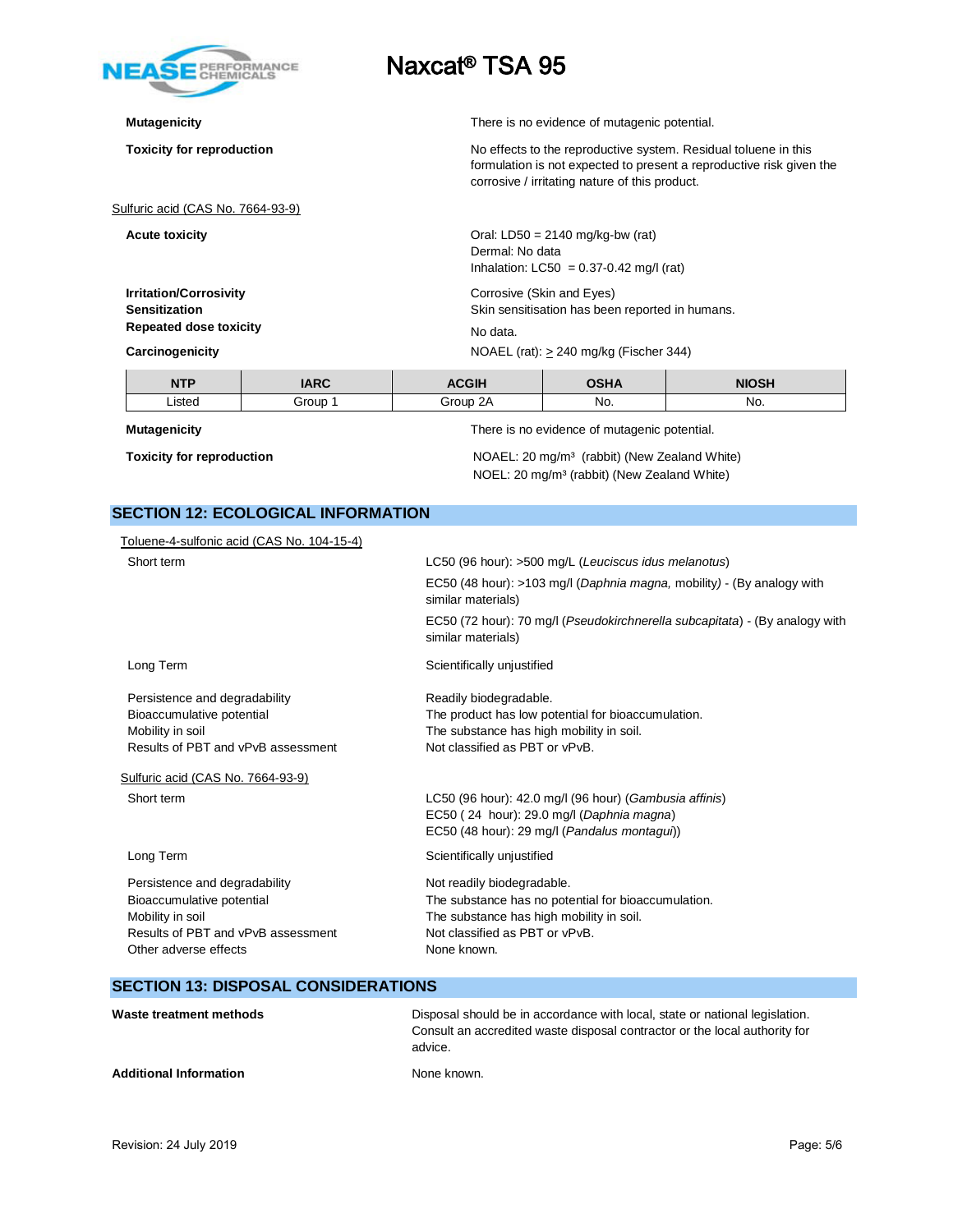**Mutagenicity** There is no evidence of mutagenic potential.

**Toxicity for reproduction** No effects to the reproductive system. Residual toluene in this formulation is not expected to present a reproductive risk given the corrosive / irritating nature of this product.

Sulfuric acid (CAS No. 7664-93-9)

**Acute toxicity**
Oral: LD50 = 2140 mg/kg-bw (rat)
Dermal: No data
Inhalation: LC50 = 0.37-0.42 mg/l (rat)

**Irritation/Corrosivity** Corrosive (Skin and Eyes)

**Sensitization** Skin sensitisation has been reported in humans.

**Repeated dose toxicity** No data.

**Carcinogenicity** NOAEL (rat): $\geq$ 240 mg/kg (Fischer 344)

| NTP | IARC | ACGIH | OSHA | NIOSH |
|---|---|---|---|---|
| Listed | Group 1 | Group 2A | No. | No. |

**Mutagenicity** There is no evidence of mutagenic potential.

**Toxicity for reproduction**
NOAEL: 20 mg/m³ (rabbit) (New Zealand White)
NOEL: 20 mg/m³ (rabbit) (New Zealand White)

## SECTION 12: ECOLOGICAL INFORMATION

Toluene-4-sulfonic acid (CAS No. 104-15-4)

Short term
LC50 (96 hour): >500 mg/L (*Leuciscus idus melanotus*)
EC50 (48 hour): >103 mg/l (*Daphnia magna,* mobility) - (By analogy with similar materials)
EC50 (72 hour): 70 mg/l (*Pseudokirchnerella subcapitata*) - (By analogy with similar materials)

Long Term: Scientifically unjustified

Persistence and degradability: Readily biodegradable.
Bioaccumulative potential: The product has low potential for bioaccumulation.
Mobility in soil: The substance has high mobility in soil.
Results of PBT and vPvB assessment: Not classified as PBT or vPvB.

Sulfuric acid (CAS No. 7664-93-9)

Short term
LC50 (96 hour): 42.0 mg/l (96 hour) (*Gambusia affinis*)
EC50 ( 24 hour): 29.0 mg/l (*Daphnia magna*)
EC50 (48 hour): 29 mg/l (*Pandalus montagui*))

Long Term: Scientifically unjustified

Persistence and degradability: Not readily biodegradable.
Bioaccumulative potential: The substance has no potential for bioaccumulation.
Mobility in soil: The substance has high mobility in soil.
Results of PBT and vPvB assessment: Not classified as PBT or vPvB.
Other adverse effects: None known.

## SECTION 13: DISPOSAL CONSIDERATIONS

**Waste treatment methods** Disposal should be in accordance with local, state or national legislation. Consult an accredited waste disposal contractor or the local authority for advice.

**Additional Information** None known.

Revision: 24 July 2019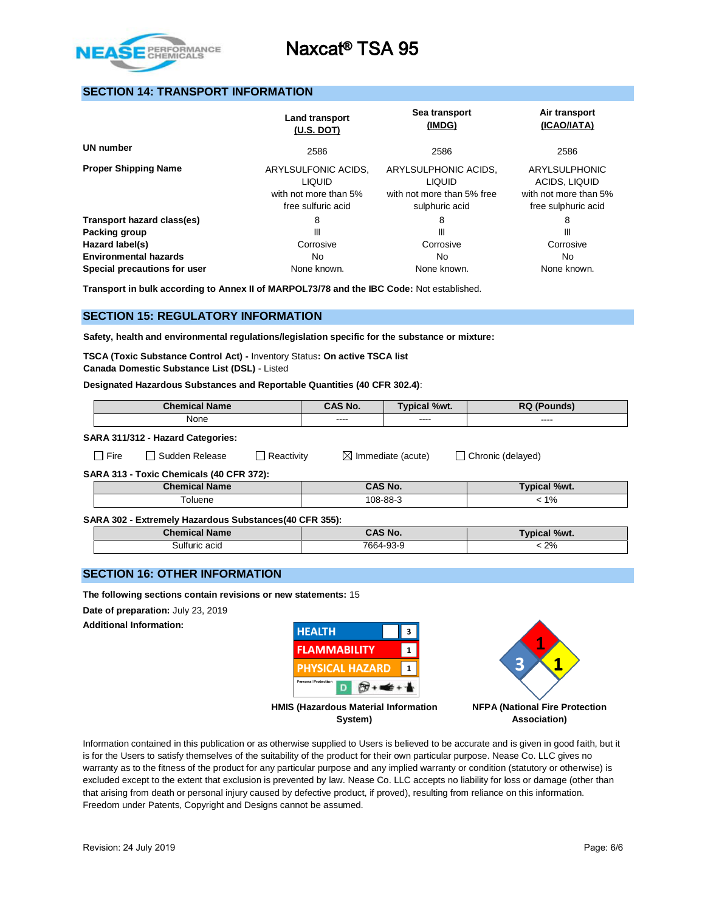## SECTION 14: TRANSPORT INFORMATION

| | Land transport (U.S. DOT) | Sea transport (IMDG) | Air transport (ICAO/IATA) |
|---|---|---|---|
| **UN number** | 2586 | 2586 | 2586 |
| **Proper Shipping Name** | ARYLSULFONIC ACIDS, LIQUID with not more than 5% free sulfuric acid | ARYLSULPHONIC ACIDS, LIQUID with not more than 5% free sulphuric acid | ARYLSULPHONIC ACIDS, LIQUID with not more than 5% free sulphuric acid |
| **Transport hazard class(es)** | 8 | 8 | 8 |
| **Packing group** | III | III | III |
| **Hazard label(s)** | Corrosive | Corrosive | Corrosive |
| **Environmental hazards** | No | No | No |
| **Special precautions for user** | None known. | None known. | None known. |

**Transport in bulk according to Annex II of MARPOL73/78 and the IBC Code:** Not established.

## SECTION 15: REGULATORY INFORMATION

**Safety, health and environmental regulations/legislation specific for the substance or mixture:**

**TSCA (Toxic Substance Control Act) -** Inventory Status**: On active TSCA list**
**Canada Domestic Substance List (DSL)** - Listed

**Designated Hazardous Substances and Reportable Quantities (40 CFR 302.4)**:

| Chemical Name | CAS No. | Typical %wt. | RQ (Pounds) |
|---|---|---|---|
| None | ---- | ---- | ---- |

**SARA 311/312 - Hazard Categories:**

☐ Fire ☐ Sudden Release ☐ Reactivity ☒ Immediate (acute) ☐ Chronic (delayed)

**SARA 313 - Toxic Chemicals (40 CFR 372):**

| Chemical Name | CAS No. | Typical %wt. |
|---|---|---|
| Toluene | 108-88-3 | < 1% |

**SARA 302 - Extremely Hazardous Substances(40 CFR 355):**

| Chemical Name | CAS No. | Typical %wt. |
|---|---|---|
| Sulfuric acid | 7664-93-9 | < 2% |

## SECTION 16: OTHER INFORMATION

**The following sections contain revisions or new statements:** 15

**Date of preparation:** July 23, 2019

**Additional Information:**

HEALTH 3
FLAMMABILITY 1
PHYSICAL HAZARD 1
Personal Protection D

**HMIS (Hazardous Material Information System)**

1
3
1

**NFPA (National Fire Protection Association)**

Information contained in this publication or as otherwise supplied to Users is believed to be accurate and is given in good faith, but it is for the Users to satisfy themselves of the suitability of the product for their own particular purpose. Nease Co. LLC gives no warranty as to the fitness of the product for any particular purpose and any implied warranty or condition (statutory or otherwise) is excluded except to the extent that exclusion is prevented by law. Nease Co. LLC accepts no liability for loss or damage (other than that arising from death or personal injury caused by defective product, if proved), resulting from reliance on this information. Freedom under Patents, Copyright and Designs cannot be assumed.

Revision: 24 July 2019